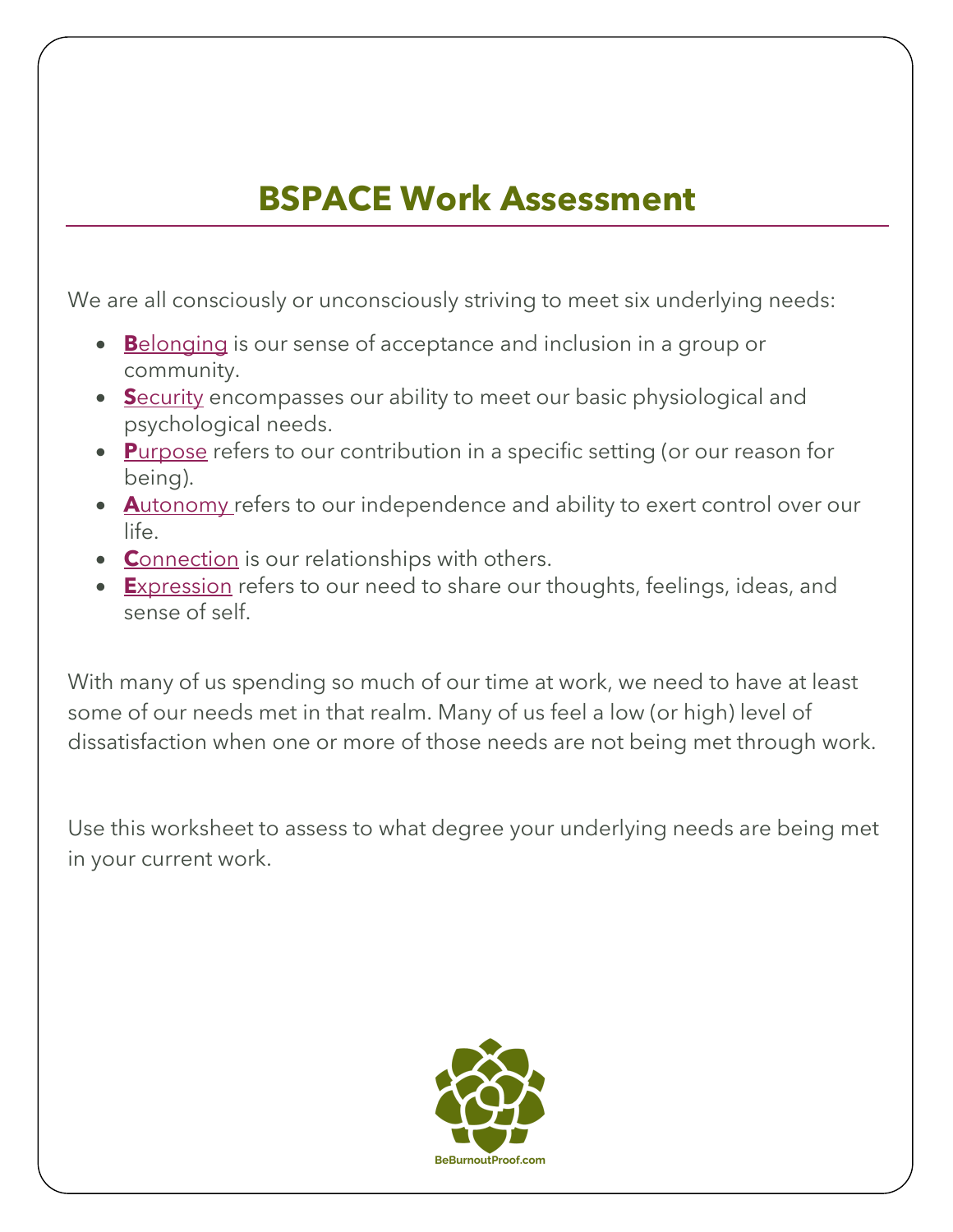# BSPACE Work Assessment

We are all consciously or unconsciously striving to meet six underlying needs:

- **B**elonging is our sense of acceptance and inclusion in a group or community.
- **S**ecurity encompasses our ability to meet our basic physiological and psychological needs.
- **P**urpose refers to our contribution in a specific setting (or our reason for being).
- **A**utonomy refers to our independence and ability to exert control over our life.
- **C**onnection is our relationships with others.
- **E**xpression refers to our need to share our thoughts, feelings, ideas, and sense of self.

With many of us spending so much of our time at work, we need to have at least some of our needs met in that realm. Many of us feel a low (or high) level of dissatisfaction when one or more of those needs are not being met through work.

Use this worksheet to assess to what degree your underlying needs are being met in your current work.

BeBurnoutProof.com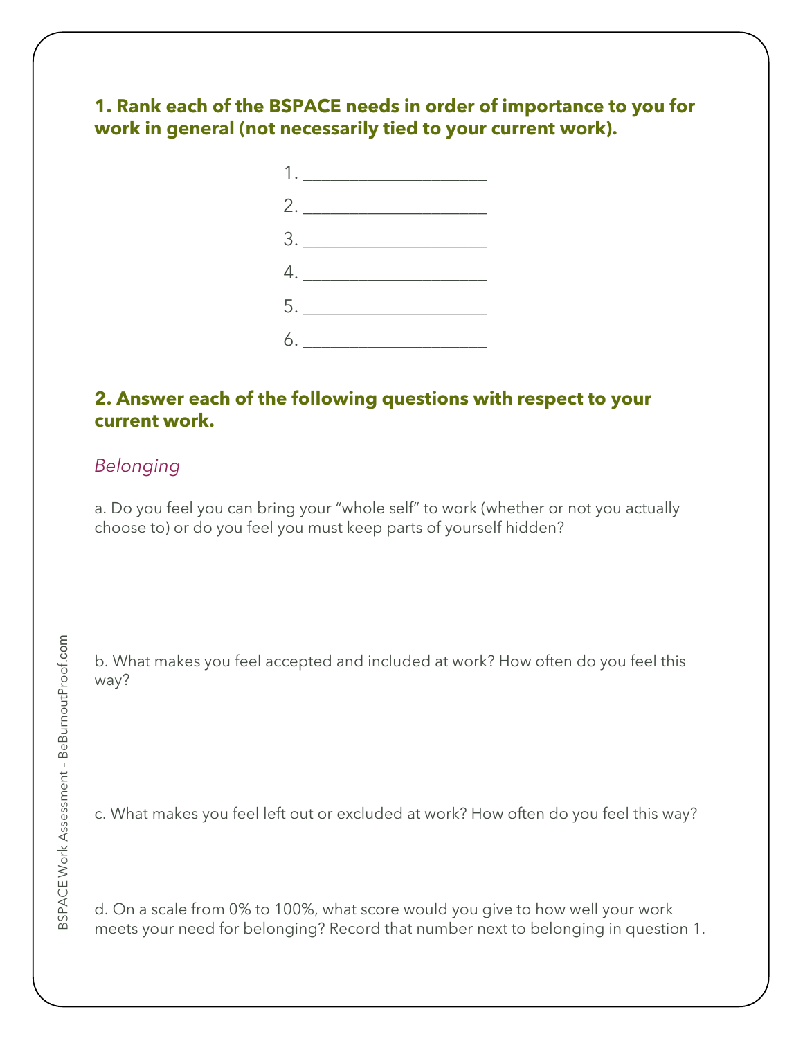**1. Rank each of the BSPACE needs in order of importance to you for work in general (not necessarily tied to your current work).**

1. ____________________
2. ____________________
3. ____________________
4. ____________________
5. ____________________
6. ____________________

**2. Answer each of the following questions with respect to your current work.**

*Belonging*

a. Do you feel you can bring your “whole self” to work (whether or not you actually choose to) or do you feel you must keep parts of yourself hidden?

b. What makes you feel accepted and included at work? How often do you feel this way?

c. What makes you feel left out or excluded at work? How often do you feel this way?

d. On a scale from 0% to 100%, what score would you give to how well your work meets your need for belonging? Record that number next to belonging in question 1.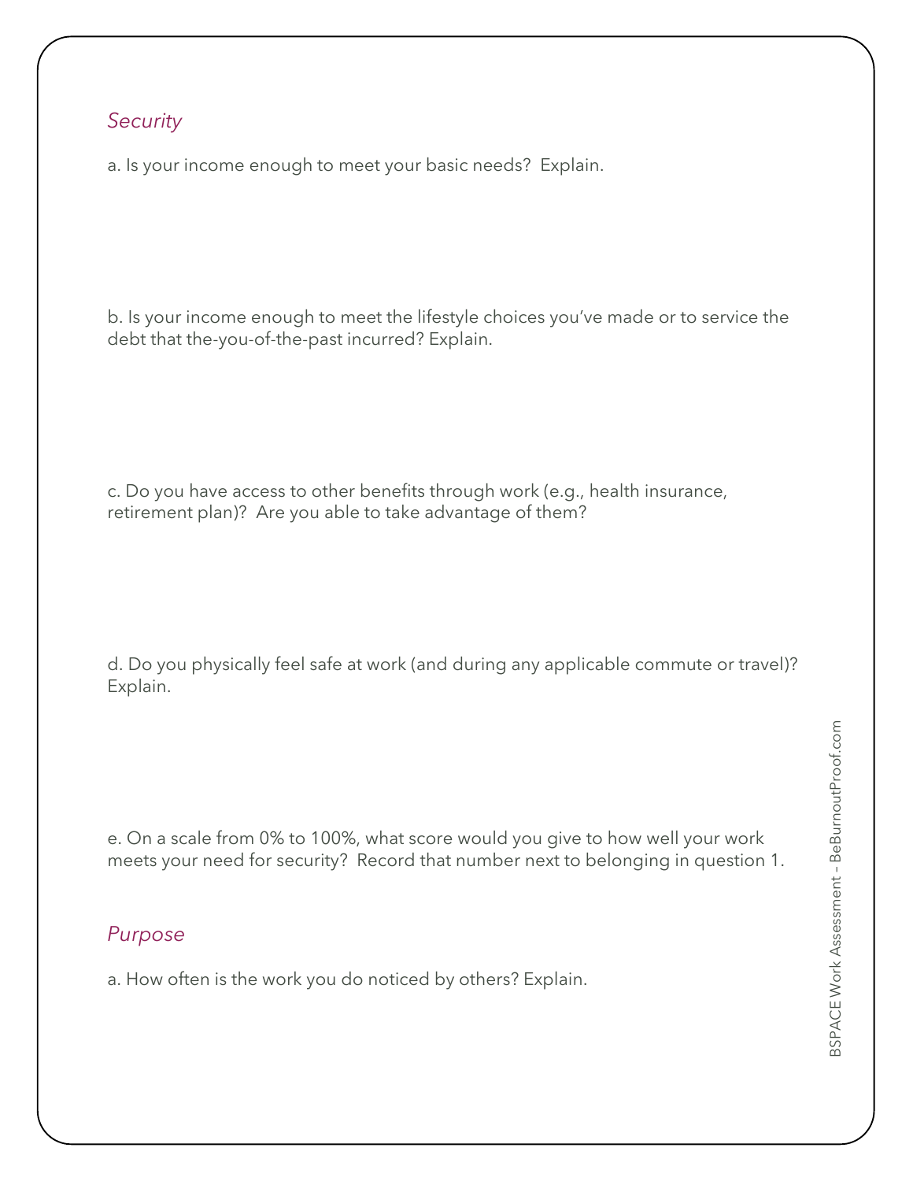*Security*

a. Is your income enough to meet your basic needs? Explain.

b. Is your income enough to meet the lifestyle choices you've made or to service the debt that the-you-of-the-past incurred? Explain.

c. Do you have access to other benefits through work (e.g., health insurance, retirement plan)? Are you able to take advantage of them?

d. Do you physically feel safe at work (and during any applicable commute or travel)? Explain.

e. On a scale from 0% to 100%, what score would you give to how well your work meets your need for security? Record that number next to belonging in question 1.

*Purpose*

a. How often is the work you do noticed by others? Explain.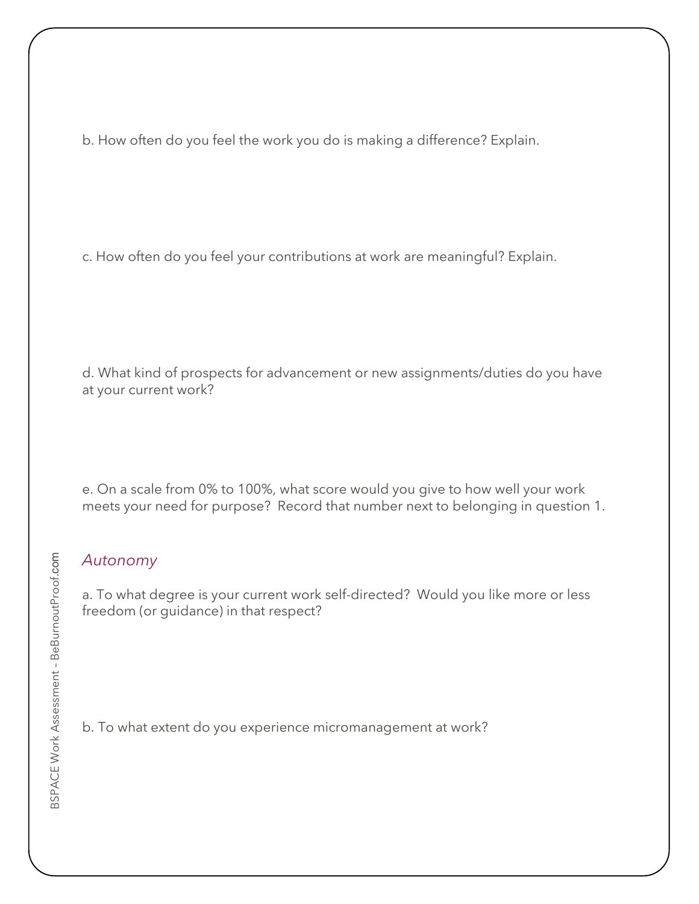b. How often do you feel the work you do is making a difference? Explain.

c. How often do you feel your contributions at work are meaningful? Explain.

d. What kind of prospects for advancement or new assignments/duties do you have at your current work?

e. On a scale from 0% to 100%, what score would you give to how well your work meets your need for purpose? Record that number next to belonging in question 1.

### *Autonomy*

a. To what degree is your current work self-directed? Would you like more or less freedom (or guidance) in that respect?

b. To what extent do you experience micromanagement at work?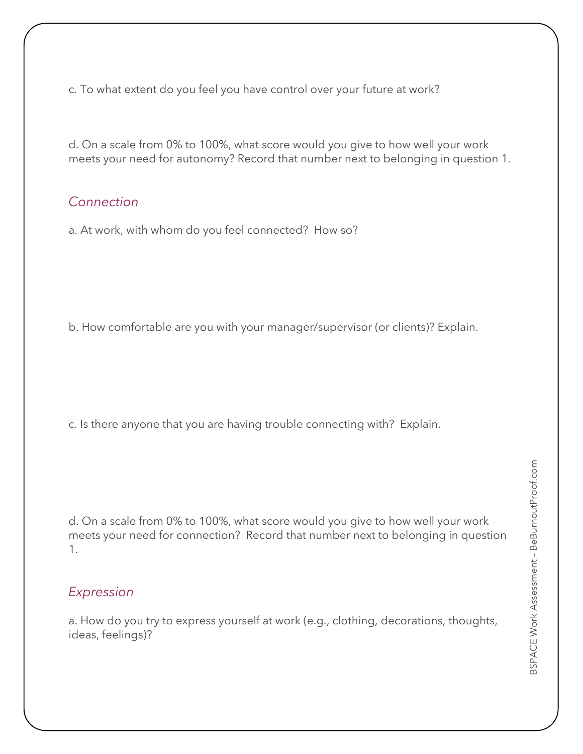c. To what extent do you feel you have control over your future at work?

d. On a scale from 0% to 100%, what score would you give to how well your work meets your need for autonomy? Record that number next to belonging in question 1.

### *Connection*

a. At work, with whom do you feel connected?  How so?

b. How comfortable are you with your manager/supervisor (or clients)? Explain.

c. Is there anyone that you are having trouble connecting with?  Explain.

d. On a scale from 0% to 100%, what score would you give to how well your work meets your need for connection?  Record that number next to belonging in question 1.

### *Expression*

a. How do you try to express yourself at work (e.g., clothing, decorations, thoughts, ideas, feelings)?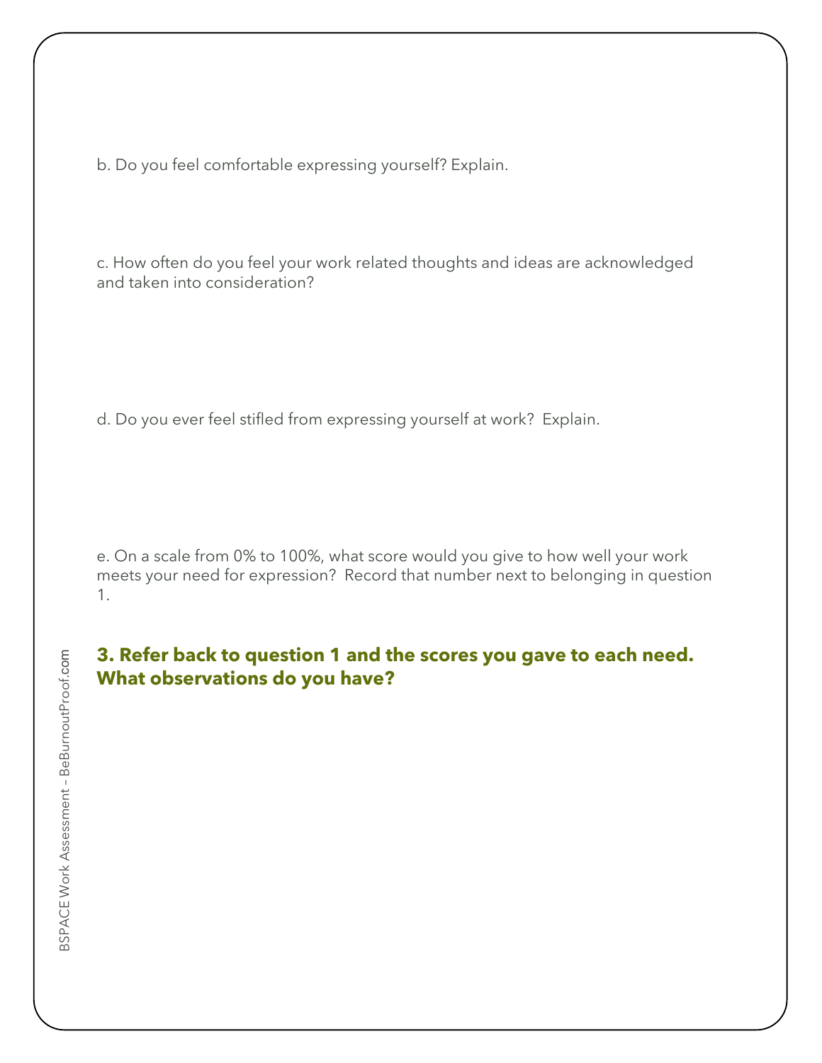b. Do you feel comfortable expressing yourself? Explain.

c. How often do you feel your work related thoughts and ideas are acknowledged and taken into consideration?

d. Do you ever feel stifled from expressing yourself at work? Explain.

e. On a scale from 0% to 100%, what score would you give to how well your work meets your need for expression? Record that number next to belonging in question 1.

### 3. Refer back to question 1 and the scores you gave to each need. What observations do you have?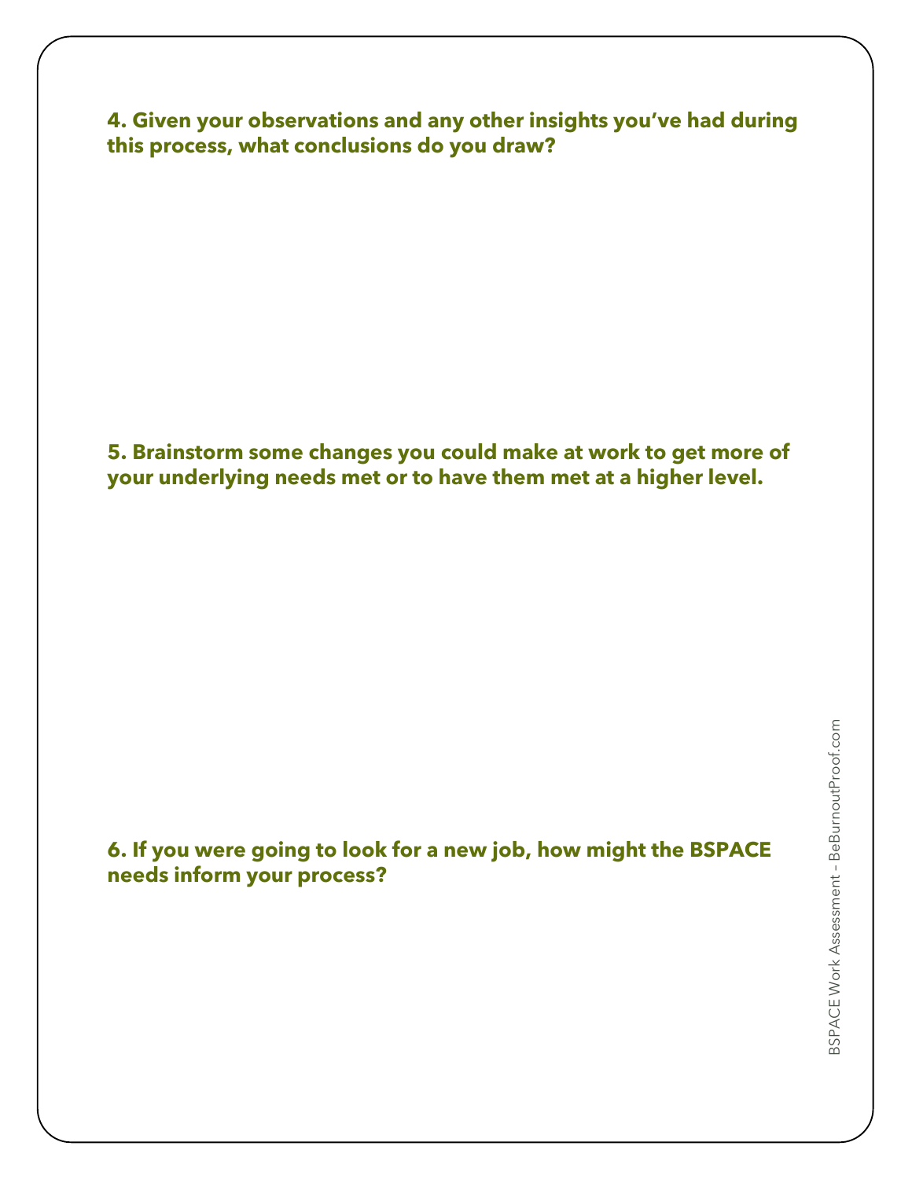**4. Given your observations and any other insights you've had during this process, what conclusions do you draw?**

**5. Brainstorm some changes you could make at work to get more of your underlying needs met or to have them met at a higher level.**

**6. If you were going to look for a new job, how might the BSPACE needs inform your process?**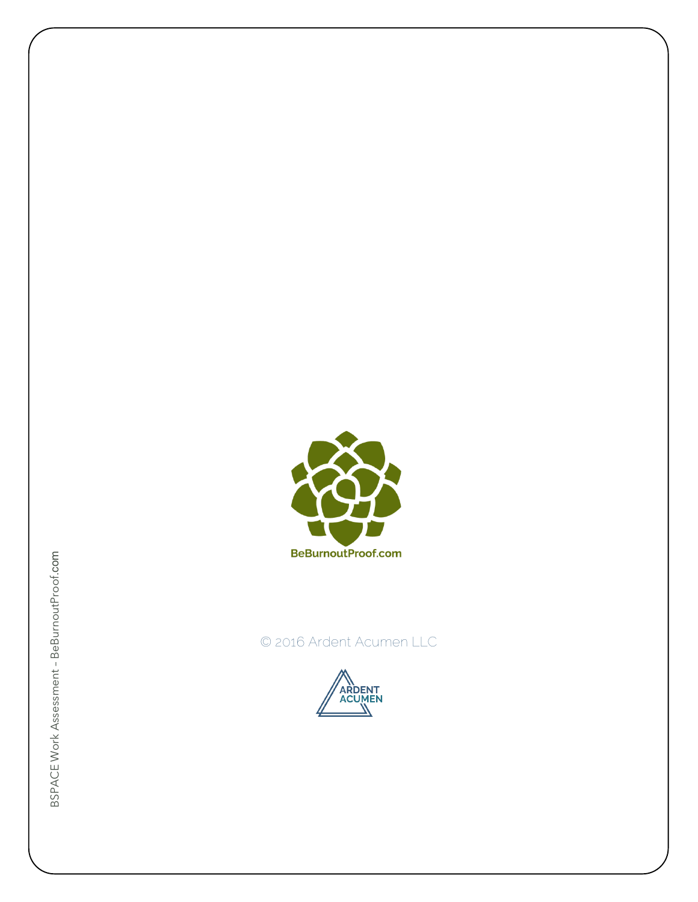BeBurnoutProof.com

© 2016 Ardent Acumen LLC

ARDENT ACUMEN